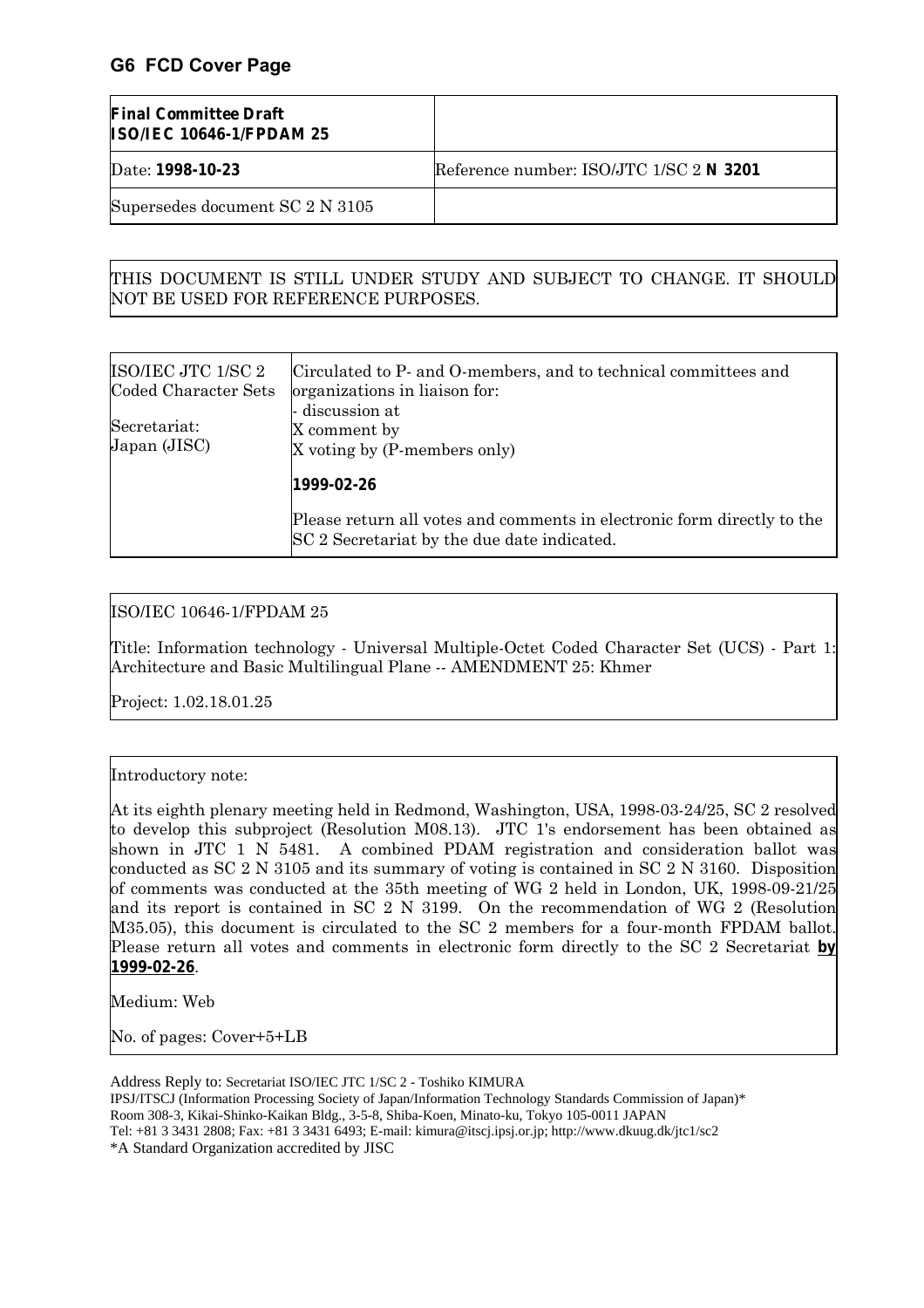## G6 FCD Cover Page

| **Final Committee Draft ISO/IEC 10646-1/FPDAM 25** | |
|---|---|
| Date: **1998-10-23** | Reference number: ISO/JTC 1/SC 2 **N 3201** |
| Supersedes document SC 2 N 3105 | |

THIS DOCUMENT IS STILL UNDER STUDY AND SUBJECT TO CHANGE. IT SHOULD NOT BE USED FOR REFERENCE PURPOSES.

| ISO/IEC JTC 1/SC 2 Coded Character Sets<br><br>Secretariat: Japan (JISC) | Circulated to P- and O-members, and to technical committees and organizations in liaison for:<br>- discussion at<br>X comment by<br>X voting by (P-members only)<br><br>**1999-02-26**<br><br>Please return all votes and comments in electronic form directly to the SC 2 Secretariat by the due date indicated. |
|---|---|

ISO/IEC 10646-1/FPDAM 25

Title: Information technology - Universal Multiple-Octet Coded Character Set (UCS) - Part 1: Architecture and Basic Multilingual Plane -- AMENDMENT 25: Khmer

Project: 1.02.18.01.25

Introductory note:

At its eighth plenary meeting held in Redmond, Washington, USA, 1998-03-24/25, SC 2 resolved to develop this subproject (Resolution M08.13). JTC 1's endorsement has been obtained as shown in JTC 1 N 5481. A combined PDAM registration and consideration ballot was conducted as SC 2 N 3105 and its summary of voting is contained in SC 2 N 3160. Disposition of comments was conducted at the 35th meeting of WG 2 held in London, UK, 1998-09-21/25 and its report is contained in SC 2 N 3199. On the recommendation of WG 2 (Resolution M35.05), this document is circulated to the SC 2 members for a four-month FPDAM ballot. Please return all votes and comments in electronic form directly to the SC 2 Secretariat **by 1999-02-26**.

Medium: Web

No. of pages: Cover+5+LB

Address Reply to: Secretariat ISO/IEC JTC 1/SC 2 - Toshiko KIMURA
IPSJ/ITSCJ (Information Processing Society of Japan/Information Technology Standards Commission of Japan)*
Room 308-3, Kikai-Shinko-Kaikan Bldg., 3-5-8, Shiba-Koen, Minato-ku, Tokyo 105-0011 JAPAN
Tel: +81 3 3431 2808; Fax: +81 3 3431 6493; E-mail: kimura@itscj.ipsj.or.jp; http://www.dkuug.dk/jtc1/sc2
*A Standard Organization accredited by JISC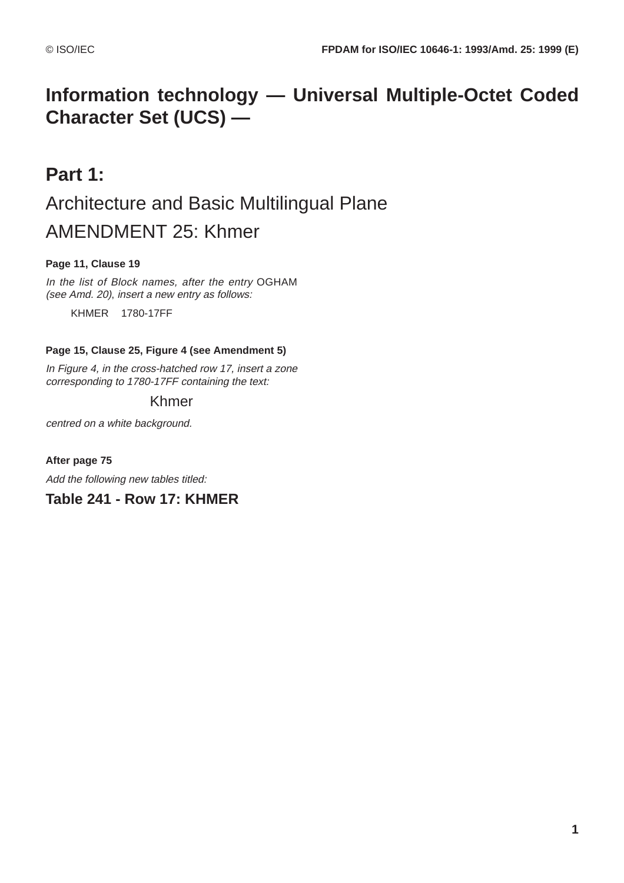# Information technology — Universal Multiple-Octet Coded Character Set (UCS) —

## Part 1:

Architecture and Basic Multilingual Plane

AMENDMENT 25: Khmer

**Page 11, Clause 19**

*In the list of Block names, after the entry* OGHAM *(see Amd. 20), insert a new entry as follows:*

KHMER 1780-17FF

**Page 15, Clause 25, Figure 4 (see Amendment 5)**

*In Figure 4, in the cross-hatched row 17, insert a zone corresponding to 1780-17FF containing the text:*

Khmer

*centred on a white background.*

**After page 75**

*Add the following new tables titled:*

**Table 241 - Row 17: KHMER**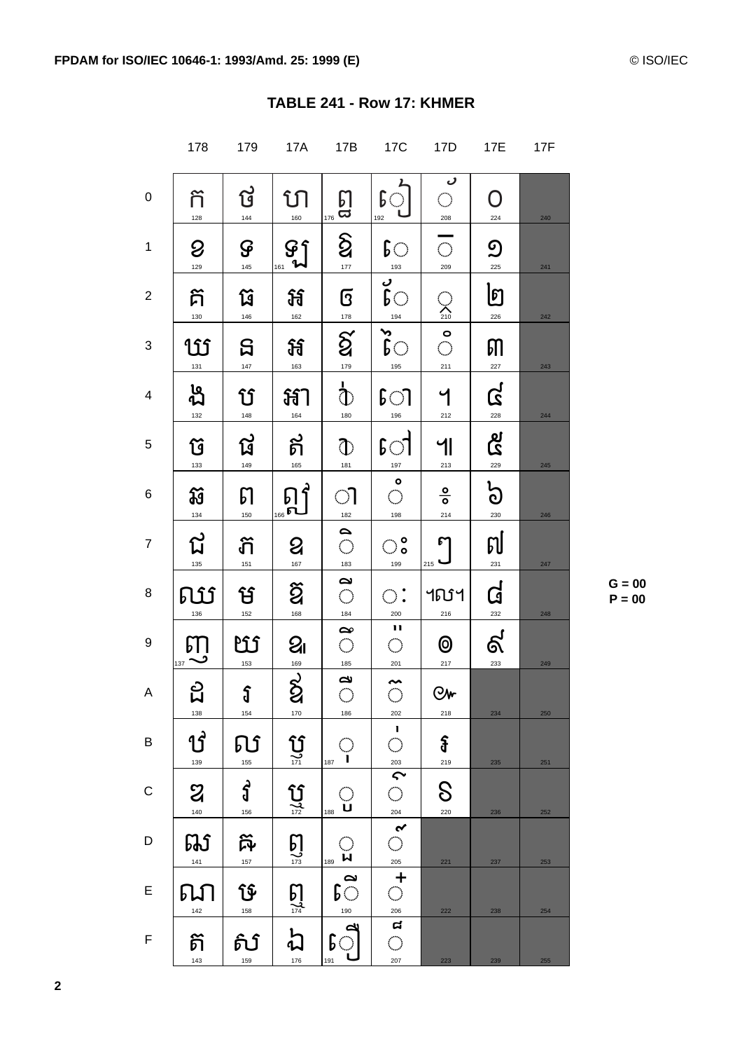# TABLE 241 - Row 17: KHMER

| | 178 | 179 | 17A | 17B | 17C | 17D | 17E | 17F |
|---|---|---|---|---|---|---|---|---|
| 0 | ក 128 | ថ 144 | ហ 160 | ឰ 176 | ◌ៀ 192 | ◌័ 208 | ០ 224 | 240 |
| 1 | ខ 129 | ទ 145 | ឡ 161 | ឱ 177 | ◌េ 193 | ◌៑ 209 | ១ 225 | 241 |
| 2 | គ 130 | ធ 146 | អ 162 | ឲ 178 | ◌ែ 194 | ◌្ 210 | ២ 226 | 242 |
| 3 | ឃ 131 | ន 147 | ឣ 163 | ឳ 179 | ◌ៃ 195 | ◌៓ 211 | ៣ 227 | 243 |
| 4 | ង 132 | ប 148 | ឤ 164 | ◌឴ 180 | ◌ោ 196 | ។ 212 | ៤ 228 | 244 |
| 5 | ច 133 | ផ 149 | ឥ 165 | ◌឵ 181 | ◌ៅ 197 | ៕ 213 | ៥ 229 | 245 |
| 6 | ឆ 134 | ព 150 | ឦ 166 | ◌ា 182 | ◌ំ 198 | ៖ 214 | ៦ 230 | 246 |
| 7 | ជ 135 | ភ 151 | ឧ 167 | ◌ិ 183 | ◌ះ 199 | ៗ 215 | ៧ 231 | 247 |
| 8 | ឈ 136 | ម 152 | ឨ 168 | ◌ី 184 | ◌ៈ 200 | ៘ 216 | ៨ 232 | 248 |
| 9 | ញ 137 | យ 153 | ឩ 169 | ◌ឹ 185 | ◌៉ 201 | ៙ 217 | ៩ 233 | 249 |
| A | ដ 138 | រ 154 | ឪ 170 | ◌ឺ 186 | ◌៊ 202 | ៚ 218 | 234 | 250 |
| B | ឋ 139 | ល 155 | ឫ 171 | ◌ុ 187 | ◌់ 203 | ៛ 219 | 235 | 251 |
| C | ឌ 140 | វ 156 | ឬ 172 | ◌ូ 188 | ◌៌ 204 | ៜ 220 | 236 | 252 |
| D | ឍ 141 | ឝ 157 | ឭ 173 | ◌ួ 189 | ◌៍ 205 | 221 | 237 | 253 |
| E | ណ 142 | ឞ 158 | ឮ 174 | ◌ើ 190 | ◌៎ 206 | 222 | 238 | 254 |
| F | ត 143 | ស 159 | ឯ 176 | ◌ឿ 191 | ◌៏ 207 | 223 | 239 | 255 |

G = 00
P = 00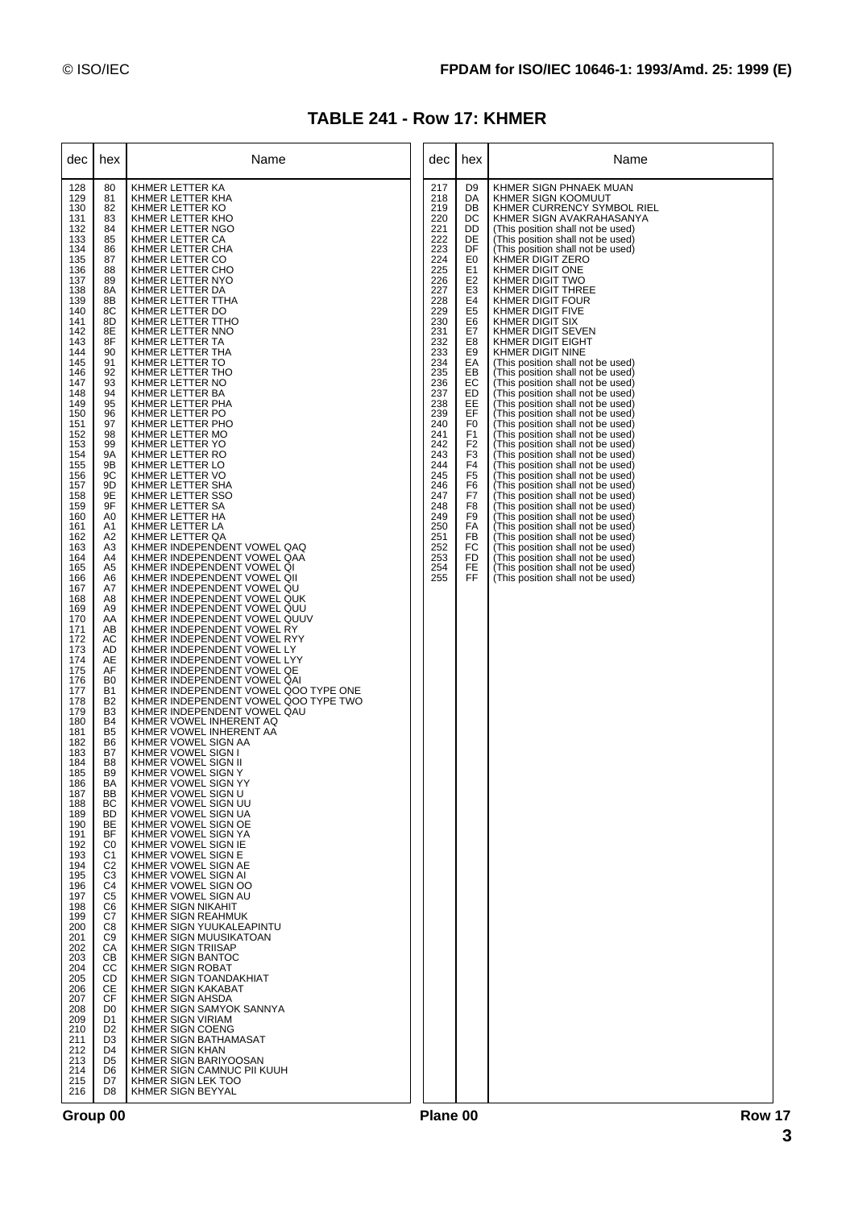# TABLE 241 - Row 17: KHMER

| dec | hex | Name |
|---|---|---|
| 128 | 80 | KHMER LETTER KA |
| 129 | 81 | KHMER LETTER KHA |
| 130 | 82 | KHMER LETTER KO |
| 131 | 83 | KHMER LETTER KHO |
| 132 | 84 | KHMER LETTER NGO |
| 133 | 85 | KHMER LETTER CA |
| 134 | 86 | KHMER LETTER CHA |
| 135 | 87 | KHMER LETTER CO |
| 136 | 88 | KHMER LETTER CHO |
| 137 | 89 | KHMER LETTER NYO |
| 138 | 8A | KHMER LETTER DA |
| 139 | 8B | KHMER LETTER TTHA |
| 140 | 8C | KHMER LETTER DO |
| 141 | 8D | KHMER LETTER TTHO |
| 142 | 8E | KHMER LETTER NNO |
| 143 | 8F | KHMER LETTER TA |
| 144 | 90 | KHMER LETTER THA |
| 145 | 91 | KHMER LETTER TO |
| 146 | 92 | KHMER LETTER THO |
| 147 | 93 | KHMER LETTER NO |
| 148 | 94 | KHMER LETTER BA |
| 149 | 95 | KHMER LETTER PHA |
| 150 | 96 | KHMER LETTER PO |
| 151 | 97 | KHMER LETTER PHO |
| 152 | 98 | KHMER LETTER MO |
| 153 | 99 | KHMER LETTER YO |
| 154 | 9A | KHMER LETTER RO |
| 155 | 9B | KHMER LETTER LO |
| 156 | 9C | KHMER LETTER VO |
| 157 | 9D | KHMER LETTER SHA |
| 158 | 9E | KHMER LETTER SSO |
| 159 | 9F | KHMER LETTER SA |
| 160 | A0 | KHMER LETTER HA |
| 161 | A1 | KHMER LETTER LA |
| 162 | A2 | KHMER LETTER QA |
| 163 | A3 | KHMER INDEPENDENT VOWEL QAQ |
| 164 | A4 | KHMER INDEPENDENT VOWEL QAA |
| 165 | A5 | KHMER INDEPENDENT VOWEL QI |
| 166 | A6 | KHMER INDEPENDENT VOWEL QII |
| 167 | A7 | KHMER INDEPENDENT VOWEL QU |
| 168 | A8 | KHMER INDEPENDENT VOWEL QUK |
| 169 | A9 | KHMER INDEPENDENT VOWEL QUU |
| 170 | AA | KHMER INDEPENDENT VOWEL QUUV |
| 171 | AB | KHMER INDEPENDENT VOWEL RY |
| 172 | AC | KHMER INDEPENDENT VOWEL RYY |
| 173 | AD | KHMER INDEPENDENT VOWEL LY |
| 174 | AE | KHMER INDEPENDENT VOWEL LYY |
| 175 | AF | KHMER INDEPENDENT VOWEL QE |
| 176 | B0 | KHMER INDEPENDENT VOWEL QAI |
| 177 | B1 | KHMER INDEPENDENT VOWEL QOO TYPE ONE |
| 178 | B2 | KHMER INDEPENDENT VOWEL QOO TYPE TWO |
| 179 | B3 | KHMER INDEPENDENT VOWEL QAU |
| 180 | B4 | KHMER VOWEL INHERENT AQ |
| 181 | B5 | KHMER VOWEL INHERENT AA |
| 182 | B6 | KHMER VOWEL SIGN AA |
| 183 | B7 | KHMER VOWEL SIGN I |
| 184 | B8 | KHMER VOWEL SIGN II |
| 185 | B9 | KHMER VOWEL SIGN Y |
| 186 | BA | KHMER VOWEL SIGN YY |
| 187 | BB | KHMER VOWEL SIGN U |
| 188 | BC | KHMER VOWEL SIGN UU |
| 189 | BD | KHMER VOWEL SIGN UA |
| 190 | BE | KHMER VOWEL SIGN OE |
| 191 | BF | KHMER VOWEL SIGN YA |
| 192 | C0 | KHMER VOWEL SIGN IE |
| 193 | C1 | KHMER VOWEL SIGN E |
| 194 | C2 | KHMER VOWEL SIGN AE |
| 195 | C3 | KHMER VOWEL SIGN AI |
| 196 | C4 | KHMER VOWEL SIGN OO |
| 197 | C5 | KHMER VOWEL SIGN AU |
| 198 | C6 | KHMER SIGN NIKAHIT |
| 199 | C7 | KHMER SIGN REAHMUK |
| 200 | C8 | KHMER SIGN YUUKALEAPINTU |
| 201 | C9 | KHMER SIGN MUUSIKATOAN |
| 202 | CA | KHMER SIGN TRIISAP |
| 203 | CB | KHMER SIGN BANTOC |
| 204 | CC | KHMER SIGN ROBAT |
| 205 | CD | KHMER SIGN TOANDAKHIAT |
| 206 | CE | KHMER SIGN KAKABAT |
| 207 | CF | KHMER SIGN AHSDA |
| 208 | D0 | KHMER SIGN SAMYOK SANNYA |
| 209 | D1 | KHMER SIGN VIRIAM |
| 210 | D2 | KHMER SIGN COENG |
| 211 | D3 | KHMER SIGN BATHAMASAT |
| 212 | D4 | KHMER SIGN KHAN |
| 213 | D5 | KHMER SIGN BARIYOOSAN |
| 214 | D6 | KHMER SIGN CAMNUC PII KUUH |
| 215 | D7 | KHMER SIGN LEK TOO |
| 216 | D8 | KHMER SIGN BEYYAL |
| 217 | D9 | KHMER SIGN PHNAEK MUAN |
| 218 | DA | KHMER SIGN KOOMUUT |
| 219 | DB | KHMER CURRENCY SYMBOL RIEL |
| 220 | DC | KHMER SIGN AVAKRAHASANYA |
| 221 | DD | (This position shall not be used) |
| 222 | DE | (This position shall not be used) |
| 223 | DF | (This position shall not be used) |
| 224 | E0 | KHMER DIGIT ZERO |
| 225 | E1 | KHMER DIGIT ONE |
| 226 | E2 | KHMER DIGIT TWO |
| 227 | E3 | KHMER DIGIT THREE |
| 228 | E4 | KHMER DIGIT FOUR |
| 229 | E5 | KHMER DIGIT FIVE |
| 230 | E6 | KHMER DIGIT SIX |
| 231 | E7 | KHMER DIGIT SEVEN |
| 232 | E8 | KHMER DIGIT EIGHT |
| 233 | E9 | KHMER DIGIT NINE |
| 234 | EA | (This position shall not be used) |
| 235 | EB | (This position shall not be used) |
| 236 | EC | (This position shall not be used) |
| 237 | ED | (This position shall not be used) |
| 238 | EE | (This position shall not be used) |
| 239 | EF | (This position shall not be used) |
| 240 | F0 | (This position shall not be used) |
| 241 | F1 | (This position shall not be used) |
| 242 | F2 | (This position shall not be used) |
| 243 | F3 | (This position shall not be used) |
| 244 | F4 | (This position shall not be used) |
| 245 | F5 | (This position shall not be used) |
| 246 | F6 | (This position shall not be used) |
| 247 | F7 | (This position shall not be used) |
| 248 | F8 | (This position shall not be used) |
| 249 | F9 | (This position shall not be used) |
| 250 | FA | (This position shall not be used) |
| 251 | FB | (This position shall not be used) |
| 252 | FC | (This position shall not be used) |
| 253 | FD | (This position shall not be used) |
| 254 | FE | (This position shall not be used) |
| 255 | FF | (This position shall not be used) |

Group 00 Plane 00 Row 17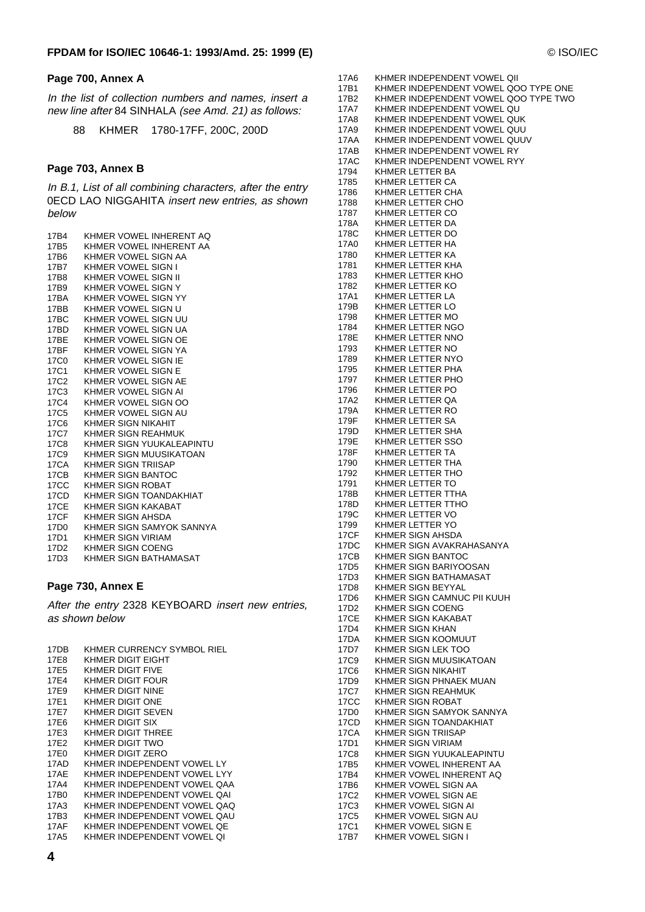### Page 700, Annex A

*In the list of collection numbers and names, insert a new line after* 84 SINHALA *(see Amd. 21) as follows:*

88 KHMER 1780-17FF, 200C, 200D

### Page 703, Annex B

*In B.1, List of all combining characters, after the entry* 0ECD LAO NIGGAHITA *insert new entries, as shown below*

```
17B4 KHMER VOWEL INHERENT AQ
17B5 KHMER VOWEL INHERENT AA
17B6 KHMER VOWEL SIGN AA
17B7 KHMER VOWEL SIGN I
17B8 KHMER VOWEL SIGN II
17B9 KHMER VOWEL SIGN Y
17BA KHMER VOWEL SIGN YY
17BB KHMER VOWEL SIGN U
17BC KHMER VOWEL SIGN UU
17BD KHMER VOWEL SIGN UA
17BE KHMER VOWEL SIGN OE
17BF KHMER VOWEL SIGN YA
17C0 KHMER VOWEL SIGN IE
17C1 KHMER VOWEL SIGN E
17C2 KHMER VOWEL SIGN AE
17C3 KHMER VOWEL SIGN AI
17C4 KHMER VOWEL SIGN OO
17C5 KHMER VOWEL SIGN AU
17C6 KHMER SIGN NIKAHIT
17C7 KHMER SIGN REAHMUK
17C8 KHMER SIGN YUUKALEAPINTU
17C9 KHMER SIGN MUUSIKATOAN
17CA KHMER SIGN TRIISAP
17CB KHMER SIGN BANTOC
17CC KHMER SIGN ROBAT
17CD KHMER SIGN TOANDAKHIAT
17CE KHMER SIGN KAKABAT
17CF KHMER SIGN AHSDA
17D0 KHMER SIGN SAMYOK SANNYA
17D1 KHMER SIGN VIRIAM
17D2 KHMER SIGN COENG
17D3 KHMER SIGN BATHAMASAT
```

### Page 730, Annex E

*After the entry* 2328 KEYBOARD *insert new entries, as shown below*

```
17DB KHMER CURRENCY SYMBOL RIEL
17E8 KHMER DIGIT EIGHT
17E5 KHMER DIGIT FIVE
17E4 KHMER DIGIT FOUR
17E9 KHMER DIGIT NINE
17E1 KHMER DIGIT ONE
17E7 KHMER DIGIT SEVEN
17E6 KHMER DIGIT SIX
17E3 KHMER DIGIT THREE
17E2 KHMER DIGIT TWO
17E0 KHMER DIGIT ZERO
17AD KHMER INDEPENDENT VOWEL LY
17AE KHMER INDEPENDENT VOWEL LYY
17A4 KHMER INDEPENDENT VOWEL QAA
17B0 KHMER INDEPENDENT VOWEL QAI
17A3 KHMER INDEPENDENT VOWEL QAQ
17B3 KHMER INDEPENDENT VOWEL QAU
17AF KHMER INDEPENDENT VOWEL QE
17A5 KHMER INDEPENDENT VOWEL QI
17A6 KHMER INDEPENDENT VOWEL QII
17B1 KHMER INDEPENDENT VOWEL QOO TYPE ONE
17B2 KHMER INDEPENDENT VOWEL QOO TYPE TWO
17A7 KHMER INDEPENDENT VOWEL QU
17A8 KHMER INDEPENDENT VOWEL QUK
17A9 KHMER INDEPENDENT VOWEL QUU
17AA KHMER INDEPENDENT VOWEL QUUV
17AB KHMER INDEPENDENT VOWEL RY
17AC KHMER INDEPENDENT VOWEL RYY
1794 KHMER LETTER BA
1785 KHMER LETTER CA
1786 KHMER LETTER CHA
1788 KHMER LETTER CHO
1787 KHMER LETTER CO
178A KHMER LETTER DA
178C KHMER LETTER DO
17A0 KHMER LETTER HA
1780 KHMER LETTER KA
1781 KHMER LETTER KHA
1783 KHMER LETTER KHO
1782 KHMER LETTER KO
17A1 KHMER LETTER LA
179B KHMER LETTER LO
1798 KHMER LETTER MO
1784 KHMER LETTER NGO
178E KHMER LETTER NNO
1793 KHMER LETTER NO
1789 KHMER LETTER NYO
1795 KHMER LETTER PHA
1797 KHMER LETTER PHO
1796 KHMER LETTER PO
17A2 KHMER LETTER QA
179A KHMER LETTER RO
179F KHMER LETTER SA
179D KHMER LETTER SHA
179E KHMER LETTER SSO
178F KHMER LETTER TA
1790 KHMER LETTER THA
1792 KHMER LETTER THO
1791 KHMER LETTER TO
178B KHMER LETTER TTHA
178D KHMER LETTER TTHO
179C KHMER LETTER VO
1799 KHMER LETTER YO
17CF KHMER SIGN AHSDA
17DC KHMER SIGN AVAKRAHASANYA
17CB KHMER SIGN BANTOC
17D5 KHMER SIGN BARIYOOSAN
17D3 KHMER SIGN BATHAMASAT
17D8 KHMER SIGN BEYYAL
17D6 KHMER SIGN CAMNUC PII KUUH
17D2 KHMER SIGN COENG
17CE KHMER SIGN KAKABAT
17D4 KHMER SIGN KHAN
17DA KHMER SIGN KOOMUUT
17D7 KHMER SIGN LEK TOO
17C9 KHMER SIGN MUUSIKATOAN
17C6 KHMER SIGN NIKAHIT
17D9 KHMER SIGN PHNAEK MUAN
17C7 KHMER SIGN REAHMUK
17CC KHMER SIGN ROBAT
17D0 KHMER SIGN SAMYOK SANNYA
17CD KHMER SIGN TOANDAKHIAT
17CA KHMER SIGN TRIISAP
17D1 KHMER SIGN VIRIAM
17C8 KHMER SIGN YUUKALEAPINTU
17B5 KHMER VOWEL INHERENT AA
17B4 KHMER VOWEL INHERENT AQ
17B6 KHMER VOWEL SIGN AA
17C2 KHMER VOWEL SIGN AE
17C3 KHMER VOWEL SIGN AI
17C5 KHMER VOWEL SIGN AU
17C1 KHMER VOWEL SIGN E
17B7 KHMER VOWEL SIGN I
```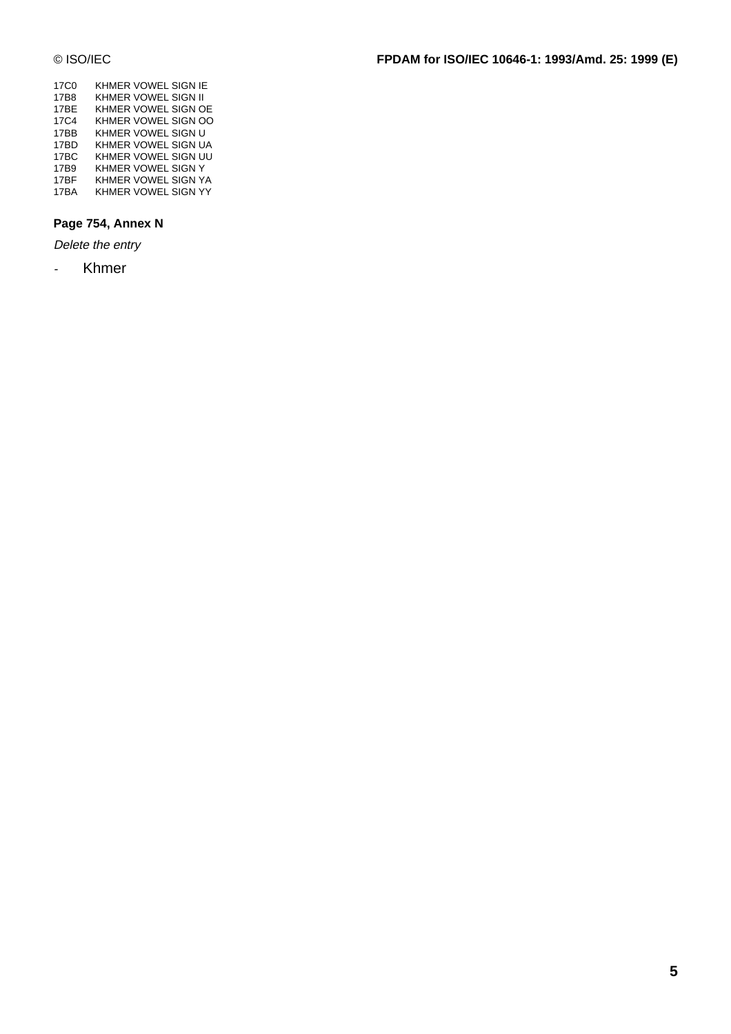17C0 KHMER VOWEL SIGN IE
17B8 KHMER VOWEL SIGN II
17BE KHMER VOWEL SIGN OE
17C4 KHMER VOWEL SIGN OO
17BB KHMER VOWEL SIGN U
17BD KHMER VOWEL SIGN UA
17BC KHMER VOWEL SIGN UU
17B9 KHMER VOWEL SIGN Y
17BF KHMER VOWEL SIGN YA
17BA KHMER VOWEL SIGN YY

**Page 754, Annex N**

*Delete the entry*

- Khmer